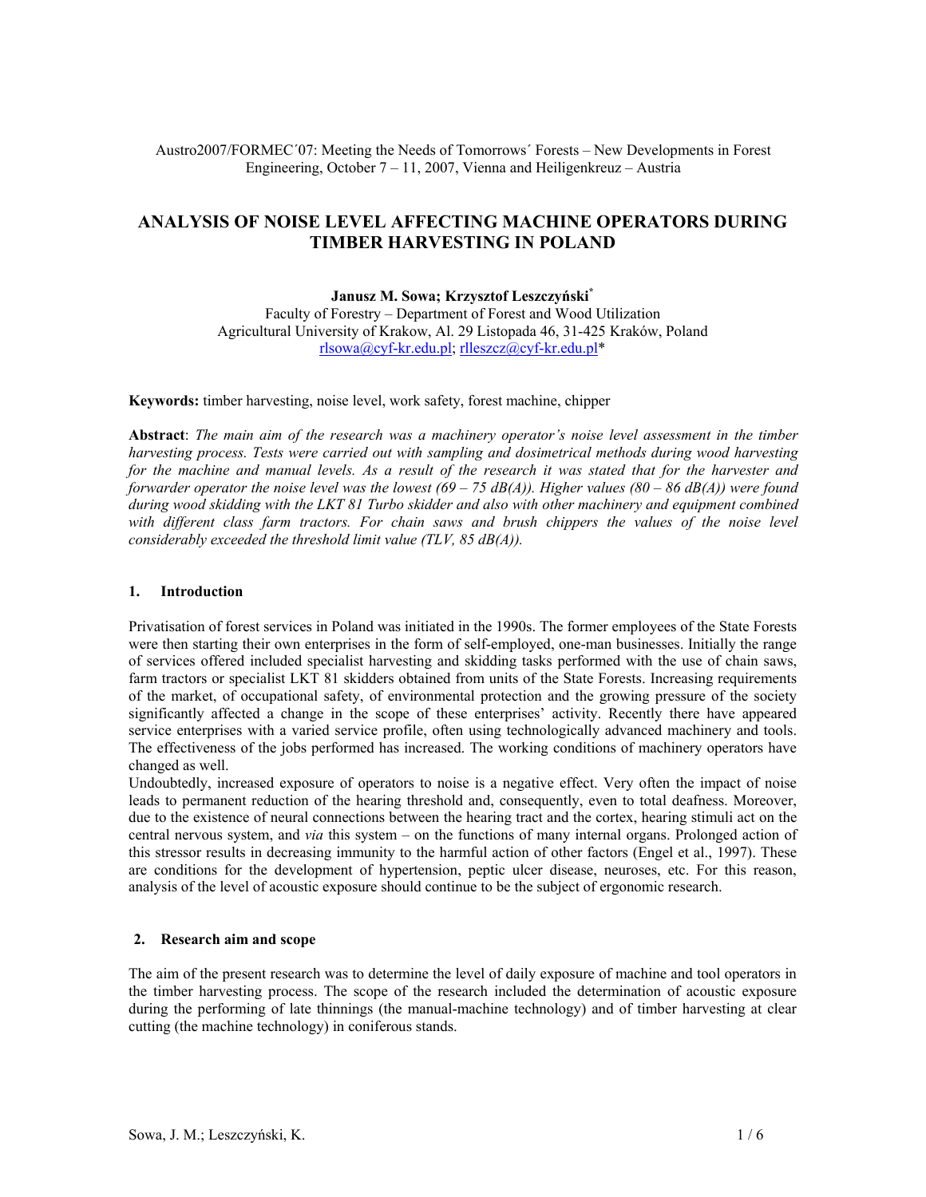Austro2007/FORMEC´07: Meeting the Needs of Tomorrows´ Forests – New Developments in Forest Engineering, October 7 – 11, 2007, Vienna and Heiligenkreuz – Austria

# ANALYSIS OF NOISE LEVEL AFFECTING MACHINE OPERATORS DURING TIMBER HARVESTING IN POLAND

**Janusz M. Sowa; Krzysztof Leszczyński***

Faculty of Forestry – Department of Forest and Wood Utilization
Agricultural University of Krakow, Al. 29 Listopada 46, 31-425 Kraków, Poland
rlsowa@cyf-kr.edu.pl; rlleszcz@cyf-kr.edu.pl*

**Keywords:** timber harvesting, noise level, work safety, forest machine, chipper

**Abstract**: *The main aim of the research was a machinery operator's noise level assessment in the timber harvesting process. Tests were carried out with sampling and dosimetrical methods during wood harvesting for the machine and manual levels. As a result of the research it was stated that for the harvester and forwarder operator the noise level was the lowest (69 – 75 dB(A)). Higher values (80 – 86 dB(A)) were found during wood skidding with the LKT 81 Turbo skidder and also with other machinery and equipment combined with different class farm tractors. For chain saws and brush chippers the values of the noise level considerably exceeded the threshold limit value (TLV, 85 dB(A)).*

## 1. Introduction

Privatisation of forest services in Poland was initiated in the 1990s. The former employees of the State Forests were then starting their own enterprises in the form of self-employed, one-man businesses. Initially the range of services offered included specialist harvesting and skidding tasks performed with the use of chain saws, farm tractors or specialist LKT 81 skidders obtained from units of the State Forests. Increasing requirements of the market, of occupational safety, of environmental protection and the growing pressure of the society significantly affected a change in the scope of these enterprises' activity. Recently there have appeared service enterprises with a varied service profile, often using technologically advanced machinery and tools. The effectiveness of the jobs performed has increased. The working conditions of machinery operators have changed as well.

Undoubtedly, increased exposure of operators to noise is a negative effect. Very often the impact of noise leads to permanent reduction of the hearing threshold and, consequently, even to total deafness. Moreover, due to the existence of neural connections between the hearing tract and the cortex, hearing stimuli act on the central nervous system, and *via* this system – on the functions of many internal organs. Prolonged action of this stressor results in decreasing immunity to the harmful action of other factors (Engel et al., 1997). These are conditions for the development of hypertension, peptic ulcer disease, neuroses, etc. For this reason, analysis of the level of acoustic exposure should continue to be the subject of ergonomic research.

## 2. Research aim and scope

The aim of the present research was to determine the level of daily exposure of machine and tool operators in the timber harvesting process. The scope of the research included the determination of acoustic exposure during the performing of late thinnings (the manual-machine technology) and of timber harvesting at clear cutting (the machine technology) in coniferous stands.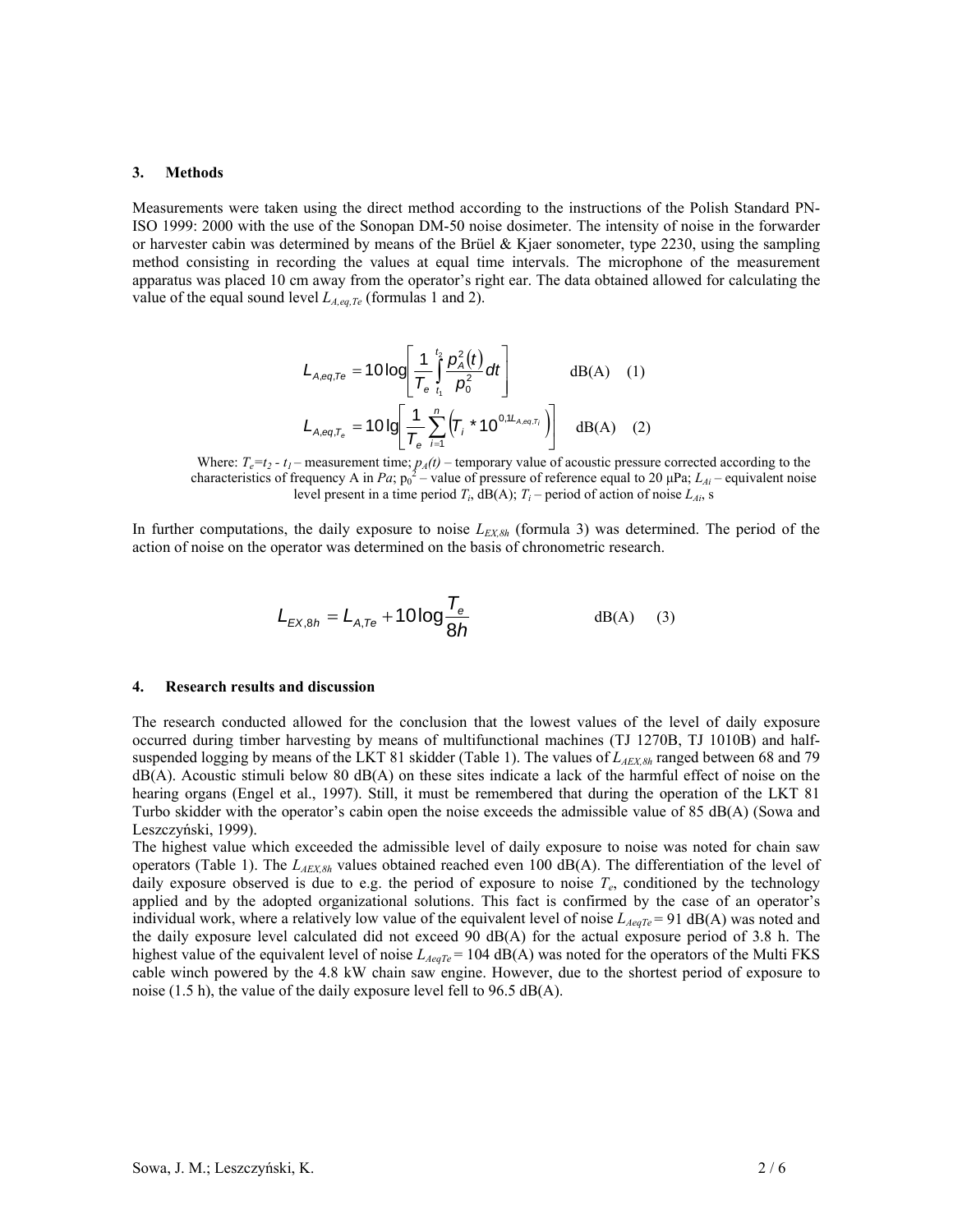## 3. Methods

Measurements were taken using the direct method according to the instructions of the Polish Standard PN-ISO 1999: 2000 with the use of the Sonopan DM-50 noise dosimeter. The intensity of noise in the forwarder or harvester cabin was determined by means of the Brüel & Kjaer sonometer, type 2230, using the sampling method consisting in recording the values at equal time intervals. The microphone of the measurement apparatus was placed 10 cm away from the operator's right ear. The data obtained allowed for calculating the value of the equal sound level $L_{A,eq,Te}$ (formulas 1 and 2).

$$L_{A,eq,Te} = 10\log\left[\frac{1}{T_e}\int_{t_1}^{t_2}\frac{p_A^2(t)}{p_0^2}dt\right] \quad \text{dB(A)} \quad (1)$$

$$L_{A,eq,T_e} = 10\lg\left[\frac{1}{T_e}\sum_{i=1}^{n}\left(T_i * 10^{0,1L_{A,eq,T_i}}\right)\right] \quad \text{dB(A)} \quad (2)$$

Where: $T_e=t_2 - t_1$ – measurement time; $p_A(t)$ – temporary value of acoustic pressure corrected according to the characteristics of frequency A in *Pa*; $p_0^2$ – value of pressure of reference equal to 20 μPa; $L_{Ai}$ – equivalent noise level present in a time period $T_i$, dB(A); $T_i$ – period of action of noise $L_{Ai}$, s

In further computations, the daily exposure to noise $L_{EX,8h}$ (formula 3) was determined. The period of the action of noise on the operator was determined on the basis of chronometric research.

$$L_{EX,8h} = L_{A,Te} + 10\log\frac{T_e}{8h} \quad \text{dB(A)} \quad (3)$$

## 4. Research results and discussion

The research conducted allowed for the conclusion that the lowest values of the level of daily exposure occurred during timber harvesting by means of multifunctional machines (TJ 1270B, TJ 1010B) and half-suspended logging by means of the LKT 81 skidder (Table 1). The values of $L_{AEX,8h}$ ranged between 68 and 79 dB(A). Acoustic stimuli below 80 dB(A) on these sites indicate a lack of the harmful effect of noise on the hearing organs (Engel et al., 1997). Still, it must be remembered that during the operation of the LKT 81 Turbo skidder with the operator's cabin open the noise exceeds the admissible value of 85 dB(A) (Sowa and Leszczyński, 1999).

The highest value which exceeded the admissible level of daily exposure to noise was noted for chain saw operators (Table 1). The $L_{AEX,8h}$ values obtained reached even 100 dB(A). The differentiation of the level of daily exposure observed is due to e.g. the period of exposure to noise $T_e$, conditioned by the technology applied and by the adopted organizational solutions. This fact is confirmed by the case of an operator's individual work, where a relatively low value of the equivalent level of noise $L_{AeqTe}$ = 91 dB(A) was noted and the daily exposure level calculated did not exceed 90 dB(A) for the actual exposure period of 3.8 h. The highest value of the equivalent level of noise $L_{AeqTe}$ = 104 dB(A) was noted for the operators of the Multi FKS cable winch powered by the 4.8 kW chain saw engine. However, due to the shortest period of exposure to noise (1.5 h), the value of the daily exposure level fell to 96.5 dB(A).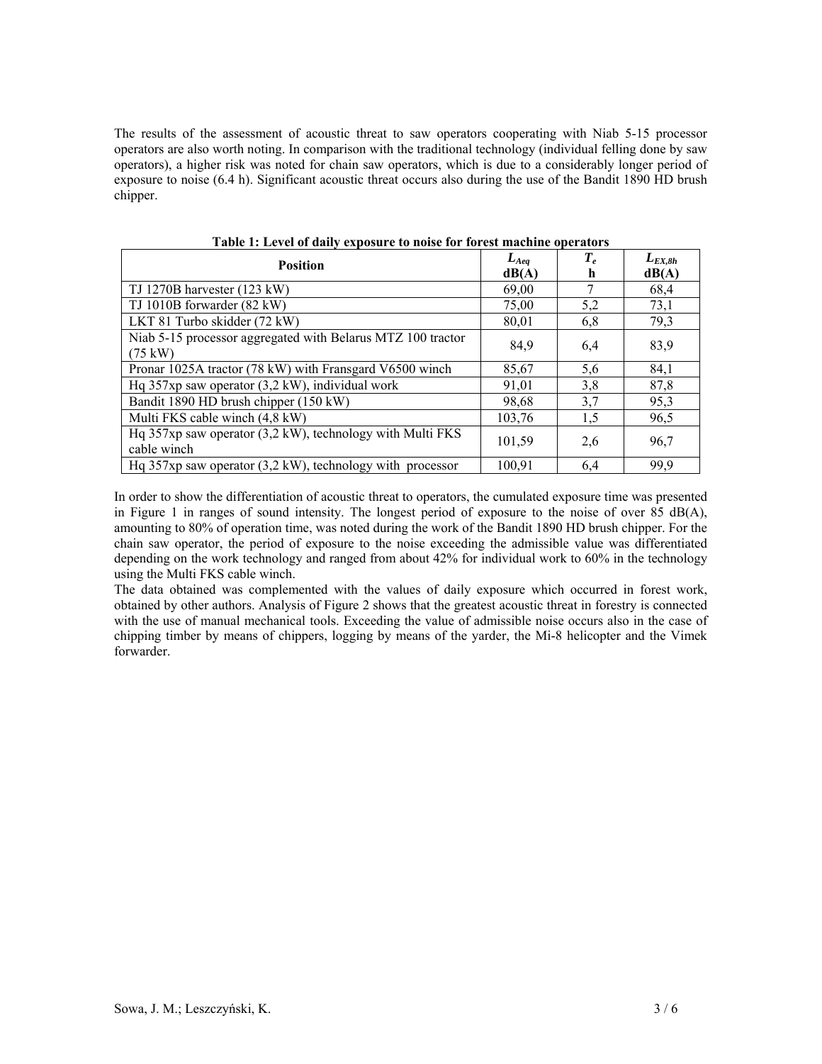The results of the assessment of acoustic threat to saw operators cooperating with Niab 5-15 processor operators are also worth noting. In comparison with the traditional technology (individual felling done by saw operators), a higher risk was noted for chain saw operators, which is due to a considerably longer period of exposure to noise (6.4 h). Significant acoustic threat occurs also during the use of the Bandit 1890 HD brush chipper.

**Table 1: Level of daily exposure to noise for forest machine operators**

| Position | $L_{Aeq}$ dB(A) | $T_e$ h | $L_{EX,8h}$ dB(A) |
|---|---|---|---|
| TJ 1270B harvester (123 kW) | 69,00 | 7 | 68,4 |
| TJ 1010B forwarder (82 kW) | 75,00 | 5,2 | 73,1 |
| LKT 81 Turbo skidder (72 kW) | 80,01 | 6,8 | 79,3 |
| Niab 5-15 processor aggregated with Belarus MTZ 100 tractor (75 kW) | 84,9 | 6,4 | 83,9 |
| Pronar 1025A tractor (78 kW) with Fransgard V6500 winch | 85,67 | 5,6 | 84,1 |
| Hq 357xp saw operator (3,2 kW), individual work | 91,01 | 3,8 | 87,8 |
| Bandit 1890 HD brush chipper (150 kW) | 98,68 | 3,7 | 95,3 |
| Multi FKS cable winch (4,8 kW) | 103,76 | 1,5 | 96,5 |
| Hq 357xp saw operator (3,2 kW), technology with Multi FKS cable winch | 101,59 | 2,6 | 96,7 |
| Hq 357xp saw operator (3,2 kW), technology with processor | 100,91 | 6,4 | 99,9 |

In order to show the differentiation of acoustic threat to operators, the cumulated exposure time was presented in Figure 1 in ranges of sound intensity. The longest period of exposure to the noise of over 85 dB(A), amounting to 80% of operation time, was noted during the work of the Bandit 1890 HD brush chipper. For the chain saw operator, the period of exposure to the noise exceeding the admissible value was differentiated depending on the work technology and ranged from about 42% for individual work to 60% in the technology using the Multi FKS cable winch.

The data obtained was complemented with the values of daily exposure which occurred in forest work, obtained by other authors. Analysis of Figure 2 shows that the greatest acoustic threat in forestry is connected with the use of manual mechanical tools. Exceeding the value of admissible noise occurs also in the case of chipping timber by means of chippers, logging by means of the yarder, the Mi-8 helicopter and the Vimek forwarder.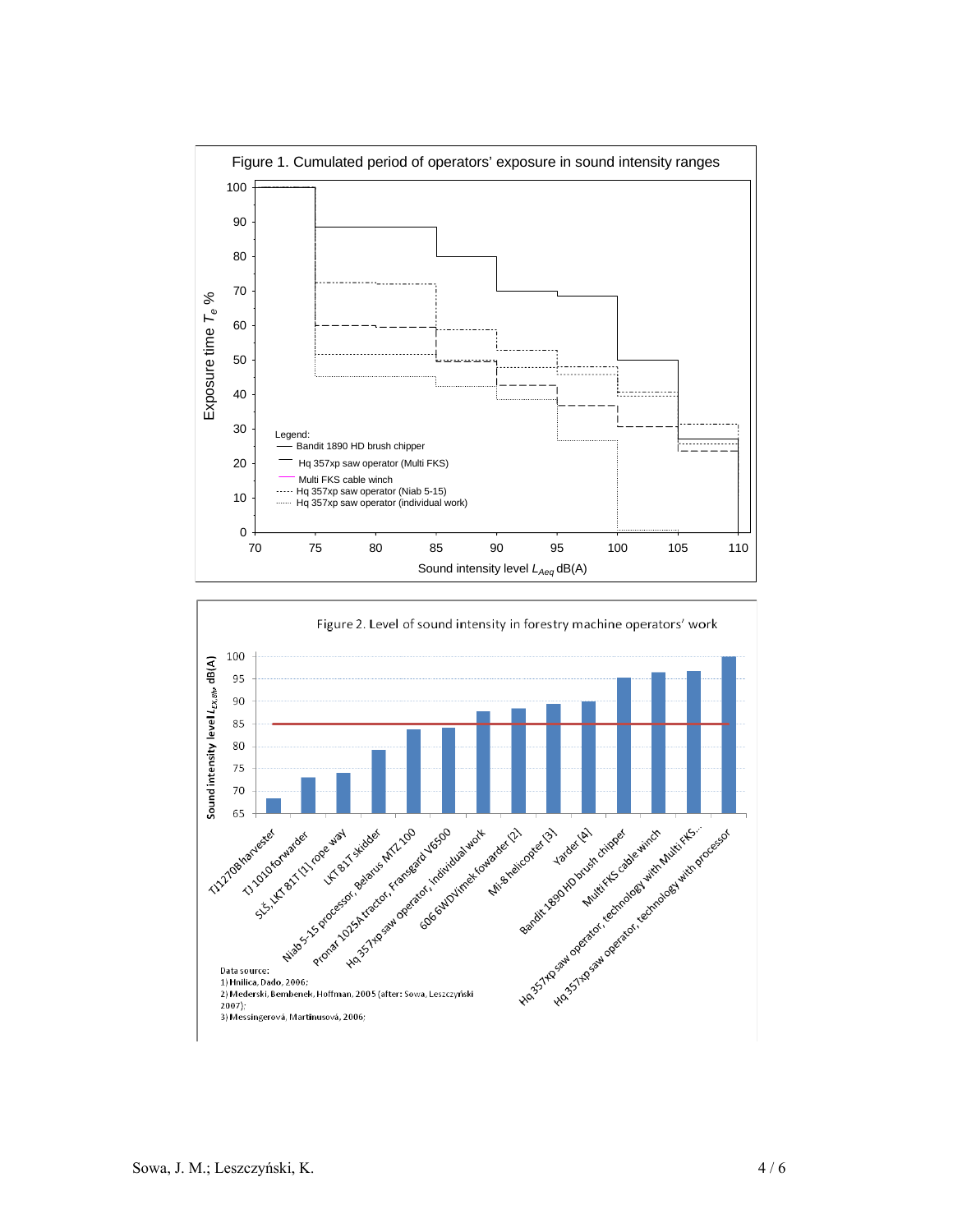Figure 1. Cumulated period of operators' exposure in sound intensity ranges

Legend:
- Bandit 1890 HD brush chipper
- Hq 357xp saw operator (Multi FKS)
- Multi FKS cable winch
- Hq 357xp saw operator (Niab 5-15)
- Hq 357xp saw operator (individual work)

Exposure time $T_e$ %

Sound intensity level $L_{Aeq}$ dB(A)

Figure 2. Level of sound intensity in forestry machine operators' work

Sound intensity level $L_{EX,8h}$, dB(A)

TJ1270B harvester; TJ 1010 forwarder; SLŠ, LKT 81T [1] rope way; LKT 81T skidder; Niab 5-15 processor, Belarus MTZ 100; Pronar 1025A tractor, Fransgard V6500; Hq 357xp saw operator, individual work; 6066WDVímek fowarder [2]; Mi-8 helicopter [3]; Yarder [4]; Bandit 1890 HD brush chipper; Multi FKS cable winch; Hq 357xp saw operator, technology with Multi FKS...; Hq 357xp saw operator, technology with processor

Data source:
1) Hnilica, Dado, 2006;
2) Mederski, Bembenek, Hoffman, 2005 (after: Sowa, Leszczyński 2007);
3) Messingerová, Martinusová, 2006;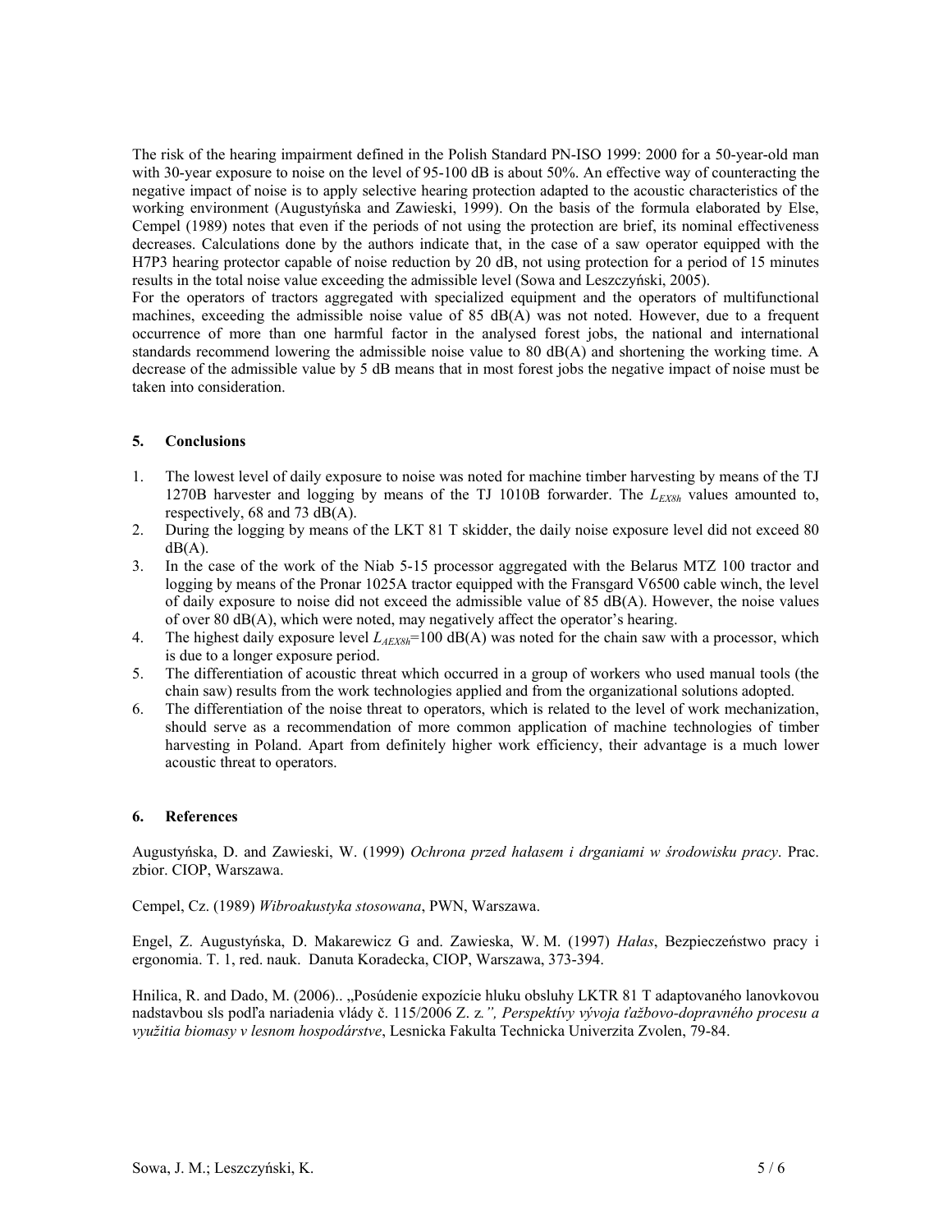The risk of the hearing impairment defined in the Polish Standard PN-ISO 1999: 2000 for a 50-year-old man with 30-year exposure to noise on the level of 95-100 dB is about 50%. An effective way of counteracting the negative impact of noise is to apply selective hearing protection adapted to the acoustic characteristics of the working environment (Augustyńska and Zawieski, 1999). On the basis of the formula elaborated by Else, Cempel (1989) notes that even if the periods of not using the protection are brief, its nominal effectiveness decreases. Calculations done by the authors indicate that, in the case of a saw operator equipped with the H7P3 hearing protector capable of noise reduction by 20 dB, not using protection for a period of 15 minutes results in the total noise value exceeding the admissible level (Sowa and Leszczyński, 2005).

For the operators of tractors aggregated with specialized equipment and the operators of multifunctional machines, exceeding the admissible noise value of 85 dB(A) was not noted. However, due to a frequent occurrence of more than one harmful factor in the analysed forest jobs, the national and international standards recommend lowering the admissible noise value to 80 dB(A) and shortening the working time. A decrease of the admissible value by 5 dB means that in most forest jobs the negative impact of noise must be taken into consideration.

## 5. Conclusions

1. The lowest level of daily exposure to noise was noted for machine timber harvesting by means of the TJ 1270B harvester and logging by means of the TJ 1010B forwarder. The $L_{EX8h}$ values amounted to, respectively, 68 and 73 dB(A).
2. During the logging by means of the LKT 81 T skidder, the daily noise exposure level did not exceed 80 dB(A).
3. In the case of the work of the Niab 5-15 processor aggregated with the Belarus MTZ 100 tractor and logging by means of the Pronar 1025A tractor equipped with the Fransgard V6500 cable winch, the level of daily exposure to noise did not exceed the admissible value of 85 dB(A). However, the noise values of over 80 dB(A), which were noted, may negatively affect the operator's hearing.
4. The highest daily exposure level $L_{AEX8h}$=100 dB(A) was noted for the chain saw with a processor, which is due to a longer exposure period.
5. The differentiation of acoustic threat which occurred in a group of workers who used manual tools (the chain saw) results from the work technologies applied and from the organizational solutions adopted.
6. The differentiation of the noise threat to operators, which is related to the level of work mechanization, should serve as a recommendation of more common application of machine technologies of timber harvesting in Poland. Apart from definitely higher work efficiency, their advantage is a much lower acoustic threat to operators.

## 6. References

Augustyńska, D. and Zawieski, W. (1999) *Ochrona przed hałasem i drganiami w środowisku pracy*. Prac. zbior. CIOP, Warszawa.

Cempel, Cz. (1989) *Wibroakustyka stosowana*, PWN, Warszawa.

Engel, Z. Augustyńska, D. Makarewicz G and. Zawieska, W. M. (1997) *Hałas*, Bezpieczeństwo pracy i ergonomia. T. 1, red. nauk. Danuta Koradecka, CIOP, Warszawa, 373-394.

Hnilica, R. and Dado, M. (2006).. „Posúdenie expozície hluku obsluhy LKTR 81 T adaptovaného lanovkovou nadstavbou sls podľa nariadenia vlády č. 115/2006 Z. z*.", Perspektívy vývoja ťažbovo-dopravného procesu a využitia biomasy v lesnom hospodárstve*, Lesnicka Fakulta Technicka Univerzita Zvolen, 79-84.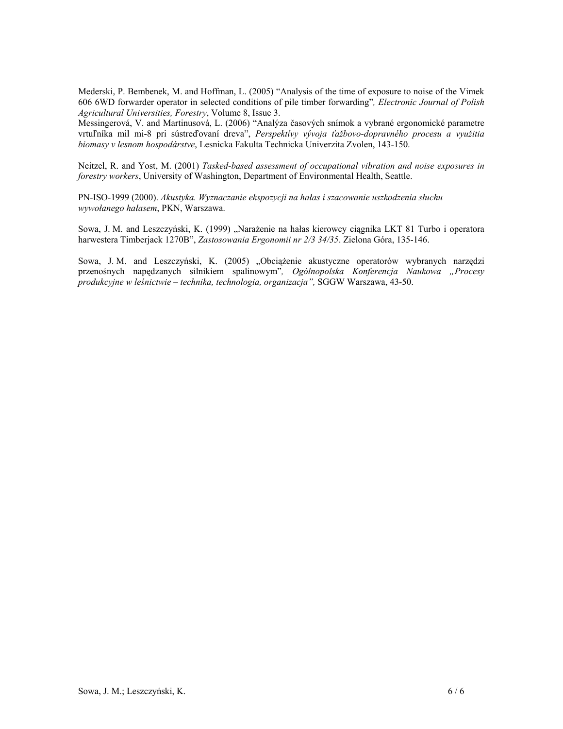Mederski, P. Bembenek, M. and Hoffman, L. (2005) "Analysis of the time of exposure to noise of the Vimek 606 6WD forwarder operator in selected conditions of pile timber forwarding", *Electronic Journal of Polish Agricultural Universities, Forestry*, Volume 8, Issue 3.

Messingerová, V. and Martinusová, L. (2006) "Analýza časových snímok a vybrané ergonomické parametre vrtuľníka mil mi-8 pri sústreďovaní dreva", *Perspektívy vývoja ťažbovo-dopravného procesu a využitia biomasy v lesnom hospodárstve*, Lesnicka Fakulta Technicka Univerzita Zvolen, 143-150.

Neitzel, R. and Yost, M. (2001) *Tasked-based assessment of occupational vibration and noise exposures in forestry workers*, University of Washington, Department of Environmental Health, Seattle.

PN-ISO-1999 (2000). *Akustyka. Wyznaczanie ekspozycji na hałas i szacowanie uszkodzenia słuchu wywołanego hałasem*, PKN, Warszawa.

Sowa, J. M. and Leszczyński, K. (1999) „Narażenie na hałas kierowcy ciągnika LKT 81 Turbo i operatora harwestera Timberjack 1270B", *Zastosowania Ergonomii nr 2/3 34/35*. Zielona Góra, 135-146.

Sowa, J. M. and Leszczyński, K. (2005) „Obciążenie akustyczne operatorów wybranych narzędzi przenośnych napędzanych silnikiem spalinowym", *Ogólnopolska Konferencja Naukowa „Procesy produkcyjne w leśnictwie – technika, technologia, organizacja",* SGGW Warszawa, 43-50.